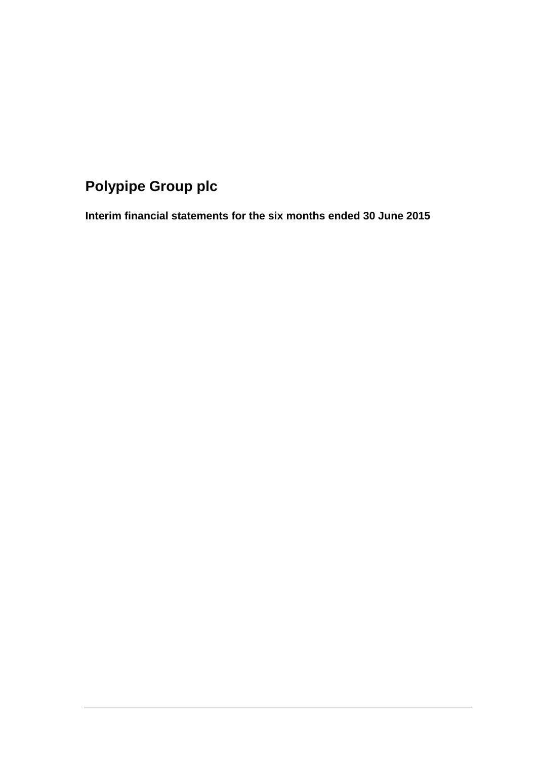# Polypipe Group plc

**Interim financial statements for the six months ended 30 June 2015**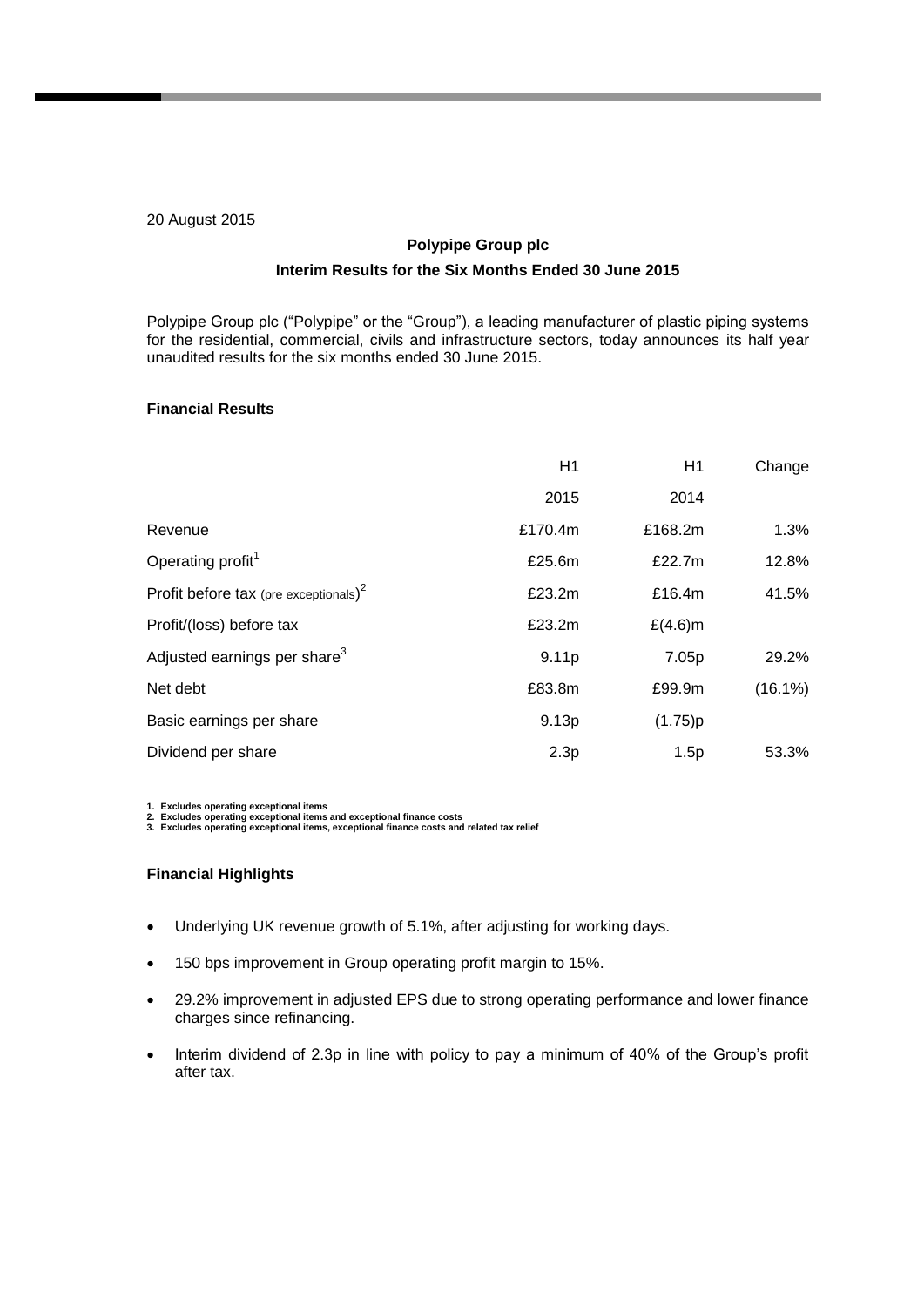20 August 2015

**Polypipe Group plc**

**Interim Results for the Six Months Ended 30 June 2015**

Polypipe Group plc ("Polypipe" or the "Group"), a leading manufacturer of plastic piping systems for the residential, commercial, civils and infrastructure sectors, today announces its half year unaudited results for the six months ended 30 June 2015.

### Financial Results

| | H1 2015 | H1 2014 | Change |
|---|---|---|---|
| Revenue | £170.4m | £168.2m | 1.3% |
| Operating profit[1] | £25.6m | £22.7m | 12.8% |
| Profit before tax (pre exceptionals)[2] | £23.2m | £16.4m | 41.5% |
| Profit/(loss) before tax | £23.2m | £(4.6)m | |
| Adjusted earnings per share[3] | 9.11p | 7.05p | 29.2% |
| Net debt | £83.8m | £99.9m | (16.1%) |
| Basic earnings per share | 9.13p | (1.75)p | |
| Dividend per share | 2.3p | 1.5p | 53.3% |

1. Excludes operating exceptional items
2. Excludes operating exceptional items and exceptional finance costs
3. Excludes operating exceptional items, exceptional finance costs and related tax relief

### Financial Highlights

- Underlying UK revenue growth of 5.1%, after adjusting for working days.
- 150 bps improvement in Group operating profit margin to 15%.
- 29.2% improvement in adjusted EPS due to strong operating performance and lower finance charges since refinancing.
- Interim dividend of 2.3p in line with policy to pay a minimum of 40% of the Group's profit after tax.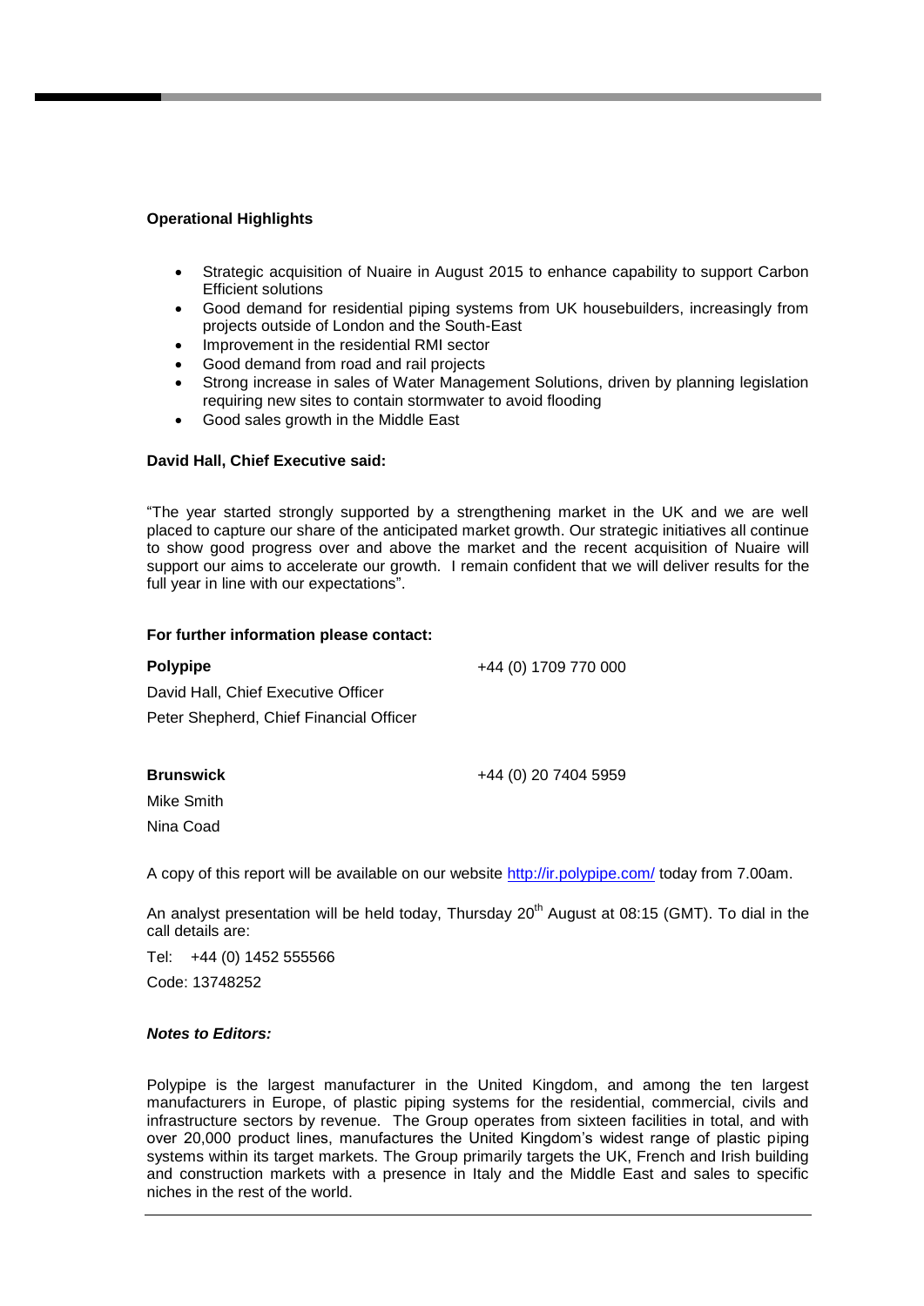**Operational Highlights**

- Strategic acquisition of Nuaire in August 2015 to enhance capability to support Carbon Efficient solutions
- Good demand for residential piping systems from UK housebuilders, increasingly from projects outside of London and the South-East
- Improvement in the residential RMI sector
- Good demand from road and rail projects
- Strong increase in sales of Water Management Solutions, driven by planning legislation requiring new sites to contain stormwater to avoid flooding
- Good sales growth in the Middle East

**David Hall, Chief Executive said:**

"The year started strongly supported by a strengthening market in the UK and we are well placed to capture our share of the anticipated market growth. Our strategic initiatives all continue to show good progress over and above the market and the recent acquisition of Nuaire will support our aims to accelerate our growth. I remain confident that we will deliver results for the full year in line with our expectations".

**For further information please contact:**

**Polypipe** +44 (0) 1709 770 000

David Hall, Chief Executive Officer

Peter Shepherd, Chief Financial Officer

**Brunswick** +44 (0) 20 7404 5959

Mike Smith

Nina Coad

A copy of this report will be available on our website http://ir.polypipe.com/ today from 7.00am.

An analyst presentation will be held today, Thursday 20th August at 08:15 (GMT). To dial in the call details are:

Tel: +44 (0) 1452 555566

Code: 13748252

***Notes to Editors:***

Polypipe is the largest manufacturer in the United Kingdom, and among the ten largest manufacturers in Europe, of plastic piping systems for the residential, commercial, civils and infrastructure sectors by revenue. The Group operates from sixteen facilities in total, and with over 20,000 product lines, manufactures the United Kingdom's widest range of plastic piping systems within its target markets. The Group primarily targets the UK, French and Irish building and construction markets with a presence in Italy and the Middle East and sales to specific niches in the rest of the world.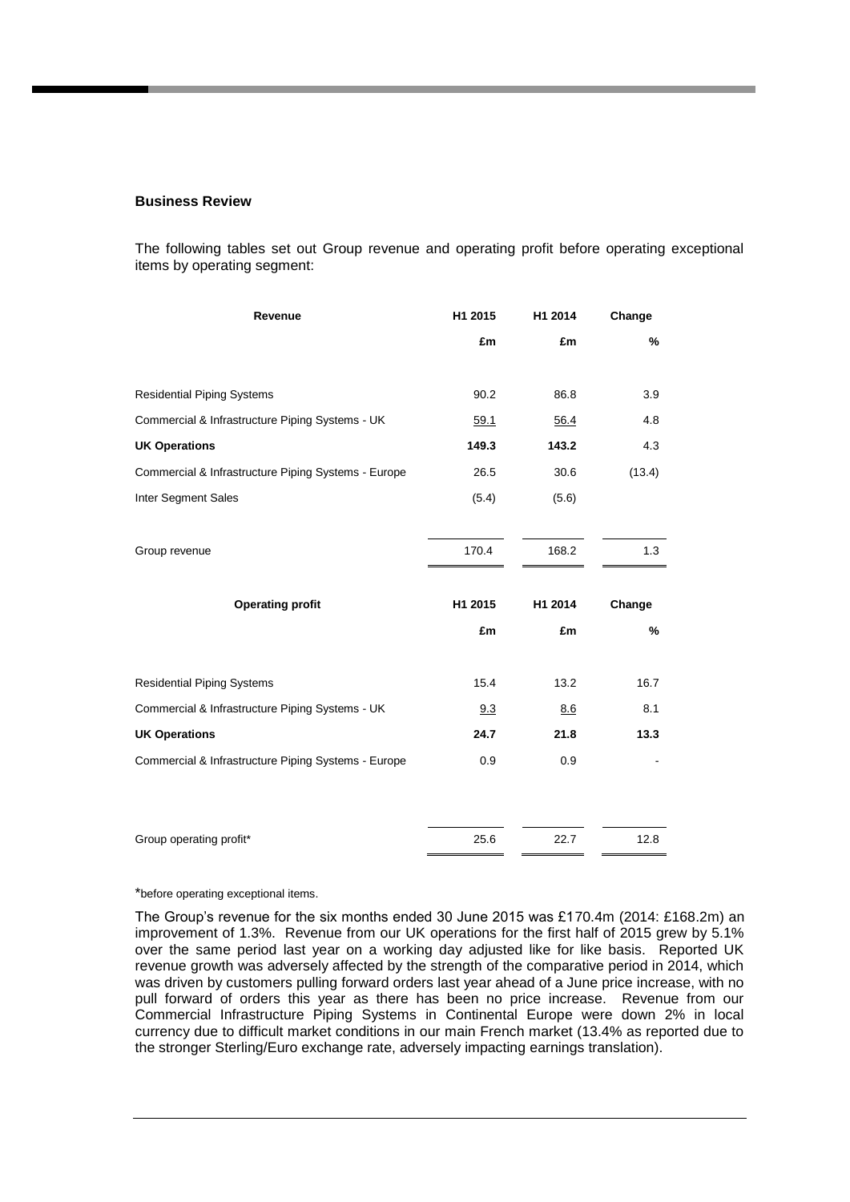## Business Review

The following tables set out Group revenue and operating profit before operating exceptional items by operating segment:

| Revenue | H1 2015 | H1 2014 | Change |
|---|---|---|---|
| | £m | £m | % |
| Residential Piping Systems | 90.2 | 86.8 | 3.9 |
| Commercial & Infrastructure Piping Systems - UK | 59.1 | 56.4 | 4.8 |
| **UK Operations** | **149.3** | **143.2** | 4.3 |
| Commercial & Infrastructure Piping Systems - Europe | 26.5 | 30.6 | (13.4) |
| Inter Segment Sales | (5.4) | (5.6) | |
| Group revenue | 170.4 | 168.2 | 1.3 |

| Operating profit | H1 2015 | H1 2014 | Change |
|---|---|---|---|
| | £m | £m | % |
| Residential Piping Systems | 15.4 | 13.2 | 16.7 |
| Commercial & Infrastructure Piping Systems - UK | 9.3 | 8.6 | 8.1 |
| **UK Operations** | **24.7** | **21.8** | **13.3** |
| Commercial & Infrastructure Piping Systems - Europe | 0.9 | 0.9 | - |
| Group operating profit* | 25.6 | 22.7 | 12.8 |

*before operating exceptional items.

The Group's revenue for the six months ended 30 June 2015 was £170.4m (2014: £168.2m) an improvement of 1.3%. Revenue from our UK operations for the first half of 2015 grew by 5.1% over the same period last year on a working day adjusted like for like basis. Reported UK revenue growth was adversely affected by the strength of the comparative period in 2014, which was driven by customers pulling forward orders last year ahead of a June price increase, with no pull forward of orders this year as there has been no price increase. Revenue from our Commercial Infrastructure Piping Systems in Continental Europe were down 2% in local currency due to difficult market conditions in our main French market (13.4% as reported due to the stronger Sterling/Euro exchange rate, adversely impacting earnings translation).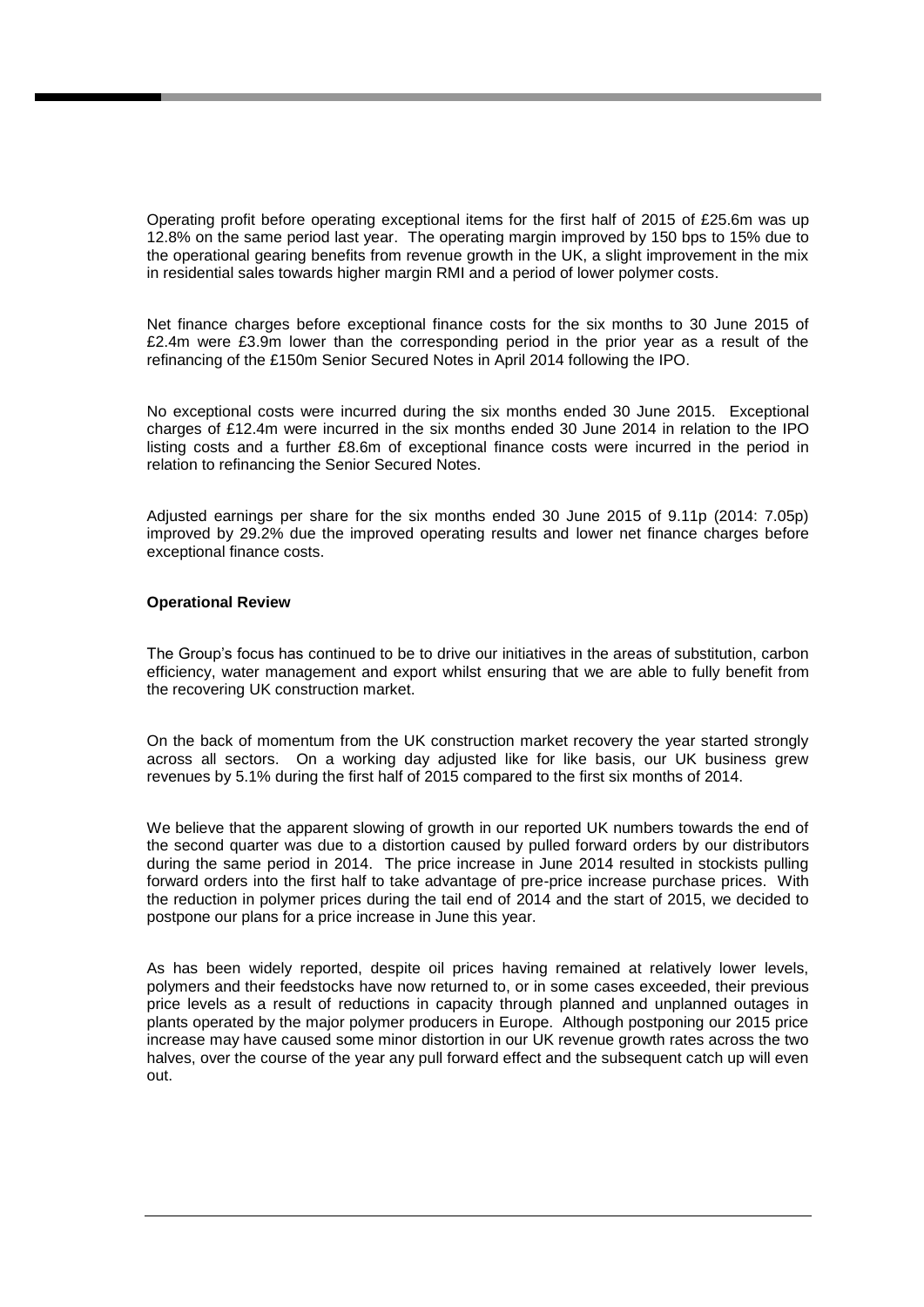Operating profit before operating exceptional items for the first half of 2015 of £25.6m was up 12.8% on the same period last year. The operating margin improved by 150 bps to 15% due to the operational gearing benefits from revenue growth in the UK, a slight improvement in the mix in residential sales towards higher margin RMI and a period of lower polymer costs.

Net finance charges before exceptional finance costs for the six months to 30 June 2015 of £2.4m were £3.9m lower than the corresponding period in the prior year as a result of the refinancing of the £150m Senior Secured Notes in April 2014 following the IPO.

No exceptional costs were incurred during the six months ended 30 June 2015. Exceptional charges of £12.4m were incurred in the six months ended 30 June 2014 in relation to the IPO listing costs and a further £8.6m of exceptional finance costs were incurred in the period in relation to refinancing the Senior Secured Notes.

Adjusted earnings per share for the six months ended 30 June 2015 of 9.11p (2014: 7.05p) improved by 29.2% due the improved operating results and lower net finance charges before exceptional finance costs.

**Operational Review**

The Group's focus has continued to be to drive our initiatives in the areas of substitution, carbon efficiency, water management and export whilst ensuring that we are able to fully benefit from the recovering UK construction market.

On the back of momentum from the UK construction market recovery the year started strongly across all sectors. On a working day adjusted like for like basis, our UK business grew revenues by 5.1% during the first half of 2015 compared to the first six months of 2014.

We believe that the apparent slowing of growth in our reported UK numbers towards the end of the second quarter was due to a distortion caused by pulled forward orders by our distributors during the same period in 2014. The price increase in June 2014 resulted in stockists pulling forward orders into the first half to take advantage of pre-price increase purchase prices. With the reduction in polymer prices during the tail end of 2014 and the start of 2015, we decided to postpone our plans for a price increase in June this year.

As has been widely reported, despite oil prices having remained at relatively lower levels, polymers and their feedstocks have now returned to, or in some cases exceeded, their previous price levels as a result of reductions in capacity through planned and unplanned outages in plants operated by the major polymer producers in Europe. Although postponing our 2015 price increase may have caused some minor distortion in our UK revenue growth rates across the two halves, over the course of the year any pull forward effect and the subsequent catch up will even out.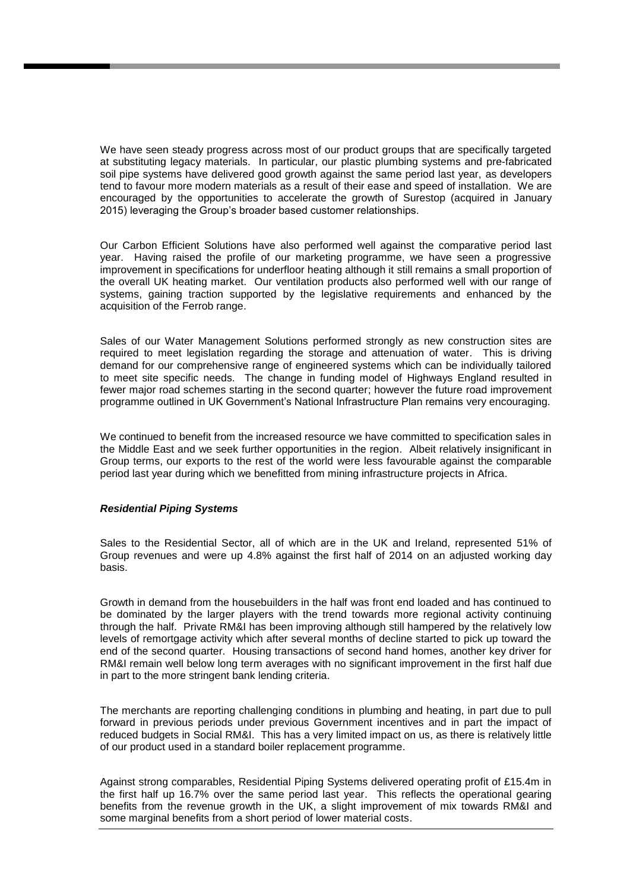We have seen steady progress across most of our product groups that are specifically targeted at substituting legacy materials. In particular, our plastic plumbing systems and pre-fabricated soil pipe systems have delivered good growth against the same period last year, as developers tend to favour more modern materials as a result of their ease and speed of installation. We are encouraged by the opportunities to accelerate the growth of Surestop (acquired in January 2015) leveraging the Group's broader based customer relationships.

Our Carbon Efficient Solutions have also performed well against the comparative period last year. Having raised the profile of our marketing programme, we have seen a progressive improvement in specifications for underfloor heating although it still remains a small proportion of the overall UK heating market. Our ventilation products also performed well with our range of systems, gaining traction supported by the legislative requirements and enhanced by the acquisition of the Ferrob range.

Sales of our Water Management Solutions performed strongly as new construction sites are required to meet legislation regarding the storage and attenuation of water. This is driving demand for our comprehensive range of engineered systems which can be individually tailored to meet site specific needs. The change in funding model of Highways England resulted in fewer major road schemes starting in the second quarter; however the future road improvement programme outlined in UK Government's National Infrastructure Plan remains very encouraging.

We continued to benefit from the increased resource we have committed to specification sales in the Middle East and we seek further opportunities in the region. Albeit relatively insignificant in Group terms, our exports to the rest of the world were less favourable against the comparable period last year during which we benefitted from mining infrastructure projects in Africa.

***Residential Piping Systems***

Sales to the Residential Sector, all of which are in the UK and Ireland, represented 51% of Group revenues and were up 4.8% against the first half of 2014 on an adjusted working day basis.

Growth in demand from the housebuilders in the half was front end loaded and has continued to be dominated by the larger players with the trend towards more regional activity continuing through the half. Private RM&I has been improving although still hampered by the relatively low levels of remortgage activity which after several months of decline started to pick up toward the end of the second quarter. Housing transactions of second hand homes, another key driver for RM&I remain well below long term averages with no significant improvement in the first half due in part to the more stringent bank lending criteria.

The merchants are reporting challenging conditions in plumbing and heating, in part due to pull forward in previous periods under previous Government incentives and in part the impact of reduced budgets in Social RM&I. This has a very limited impact on us, as there is relatively little of our product used in a standard boiler replacement programme.

Against strong comparables, Residential Piping Systems delivered operating profit of £15.4m in the first half up 16.7% over the same period last year. This reflects the operational gearing benefits from the revenue growth in the UK, a slight improvement of mix towards RM&I and some marginal benefits from a short period of lower material costs.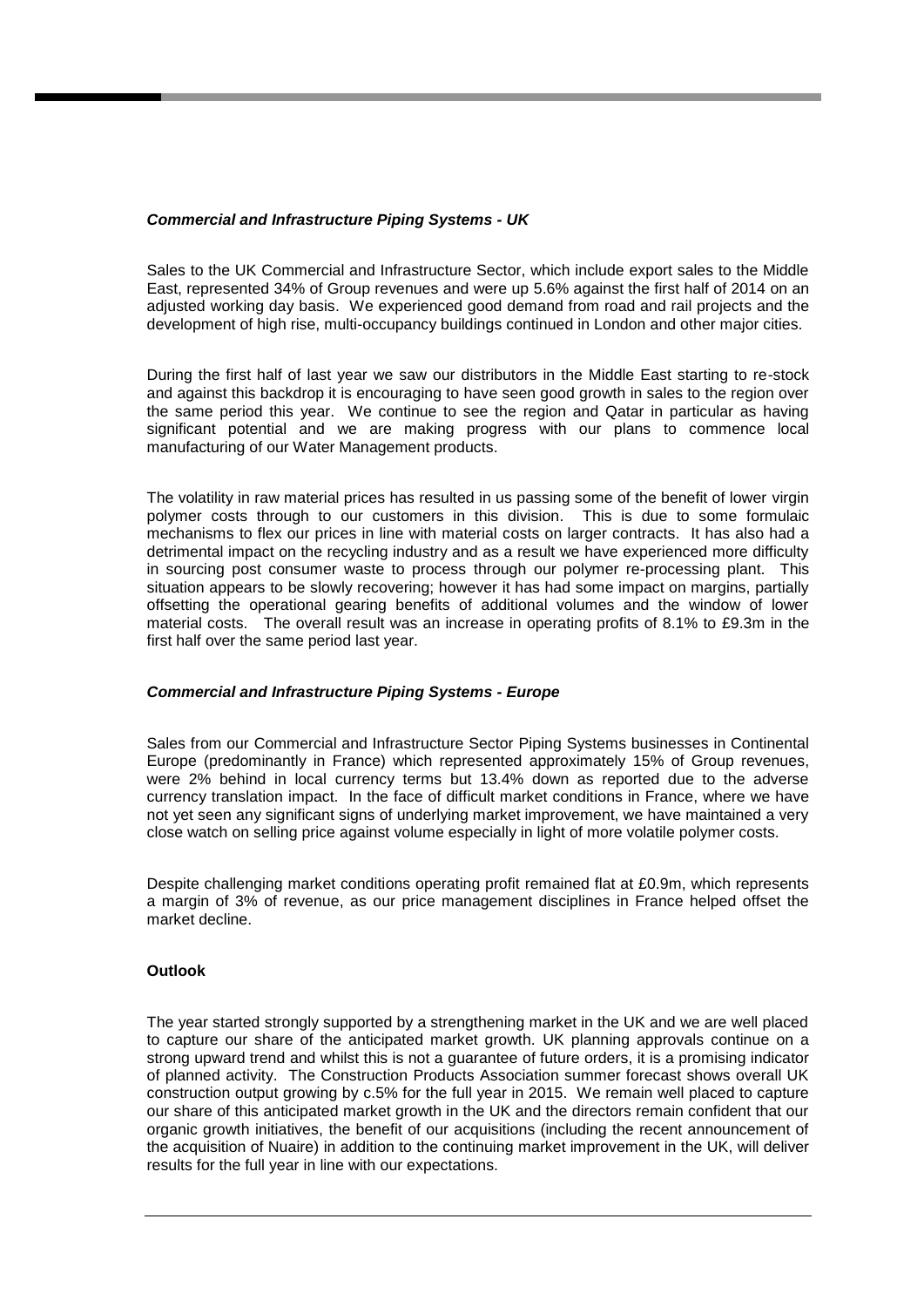***Commercial and Infrastructure Piping Systems - UK***

Sales to the UK Commercial and Infrastructure Sector, which include export sales to the Middle East, represented 34% of Group revenues and were up 5.6% against the first half of 2014 on an adjusted working day basis. We experienced good demand from road and rail projects and the development of high rise, multi-occupancy buildings continued in London and other major cities.

During the first half of last year we saw our distributors in the Middle East starting to re-stock and against this backdrop it is encouraging to have seen good growth in sales to the region over the same period this year. We continue to see the region and Qatar in particular as having significant potential and we are making progress with our plans to commence local manufacturing of our Water Management products.

The volatility in raw material prices has resulted in us passing some of the benefit of lower virgin polymer costs through to our customers in this division. This is due to some formulaic mechanisms to flex our prices in line with material costs on larger contracts. It has also had a detrimental impact on the recycling industry and as a result we have experienced more difficulty in sourcing post consumer waste to process through our polymer re-processing plant. This situation appears to be slowly recovering; however it has had some impact on margins, partially offsetting the operational gearing benefits of additional volumes and the window of lower material costs. The overall result was an increase in operating profits of 8.1% to £9.3m in the first half over the same period last year.

***Commercial and Infrastructure Piping Systems - Europe***

Sales from our Commercial and Infrastructure Sector Piping Systems businesses in Continental Europe (predominantly in France) which represented approximately 15% of Group revenues, were 2% behind in local currency terms but 13.4% down as reported due to the adverse currency translation impact. In the face of difficult market conditions in France, where we have not yet seen any significant signs of underlying market improvement, we have maintained a very close watch on selling price against volume especially in light of more volatile polymer costs.

Despite challenging market conditions operating profit remained flat at £0.9m, which represents a margin of 3% of revenue, as our price management disciplines in France helped offset the market decline.

**Outlook**

The year started strongly supported by a strengthening market in the UK and we are well placed to capture our share of the anticipated market growth. UK planning approvals continue on a strong upward trend and whilst this is not a guarantee of future orders, it is a promising indicator of planned activity. The Construction Products Association summer forecast shows overall UK construction output growing by c.5% for the full year in 2015. We remain well placed to capture our share of this anticipated market growth in the UK and the directors remain confident that our organic growth initiatives, the benefit of our acquisitions (including the recent announcement of the acquisition of Nuaire) in addition to the continuing market improvement in the UK, will deliver results for the full year in line with our expectations.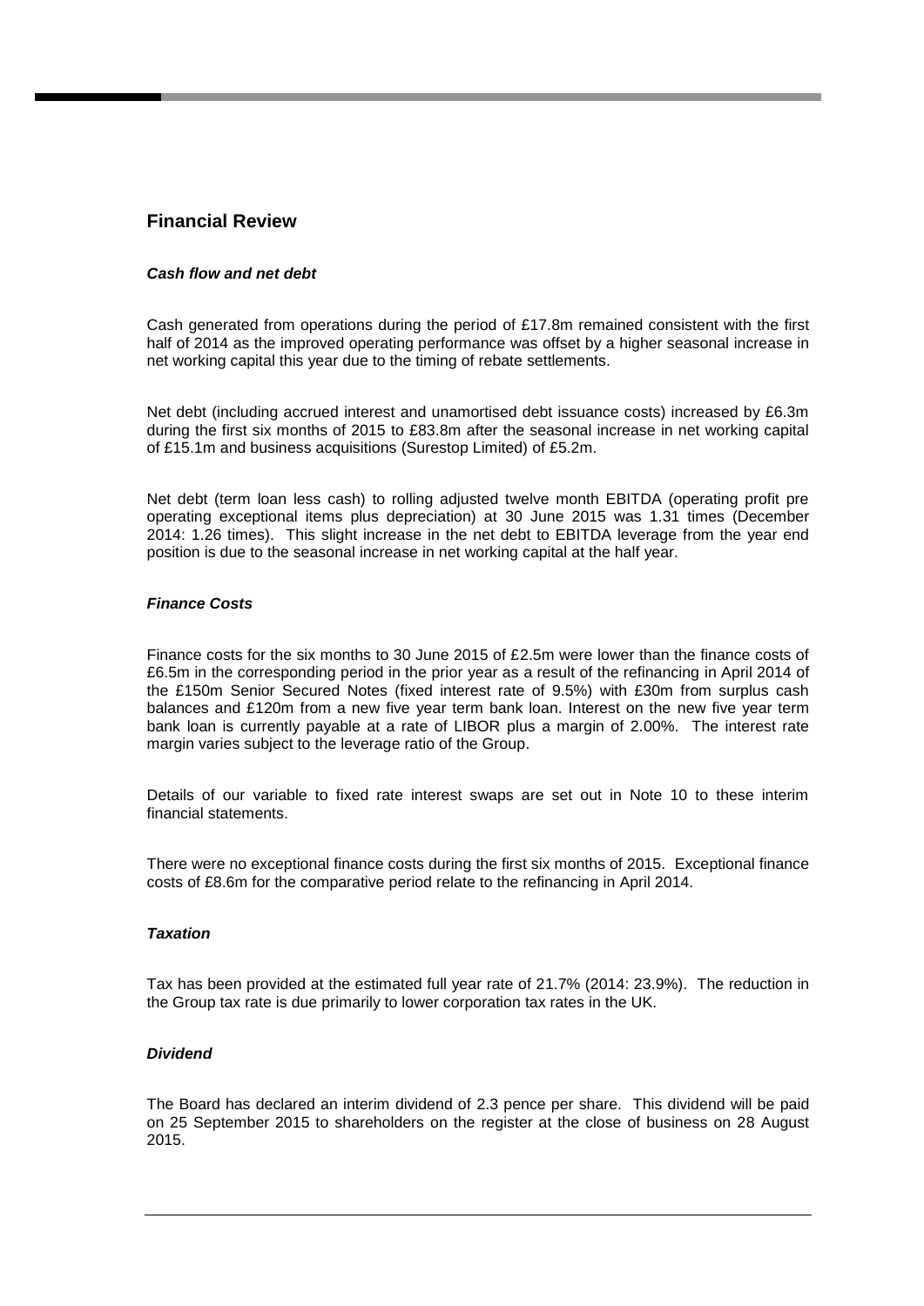## Financial Review

### *Cash flow and net debt*

Cash generated from operations during the period of £17.8m remained consistent with the first half of 2014 as the improved operating performance was offset by a higher seasonal increase in net working capital this year due to the timing of rebate settlements.

Net debt (including accrued interest and unamortised debt issuance costs) increased by £6.3m during the first six months of 2015 to £83.8m after the seasonal increase in net working capital of £15.1m and business acquisitions (Surestop Limited) of £5.2m.

Net debt (term loan less cash) to rolling adjusted twelve month EBITDA (operating profit pre operating exceptional items plus depreciation) at 30 June 2015 was 1.31 times (December 2014: 1.26 times). This slight increase in the net debt to EBITDA leverage from the year end position is due to the seasonal increase in net working capital at the half year.

### *Finance Costs*

Finance costs for the six months to 30 June 2015 of £2.5m were lower than the finance costs of £6.5m in the corresponding period in the prior year as a result of the refinancing in April 2014 of the £150m Senior Secured Notes (fixed interest rate of 9.5%) with £30m from surplus cash balances and £120m from a new five year term bank loan. Interest on the new five year term bank loan is currently payable at a rate of LIBOR plus a margin of 2.00%. The interest rate margin varies subject to the leverage ratio of the Group.

Details of our variable to fixed rate interest swaps are set out in Note 10 to these interim financial statements.

There were no exceptional finance costs during the first six months of 2015. Exceptional finance costs of £8.6m for the comparative period relate to the refinancing in April 2014.

### *Taxation*

Tax has been provided at the estimated full year rate of 21.7% (2014: 23.9%). The reduction in the Group tax rate is due primarily to lower corporation tax rates in the UK.

### *Dividend*

The Board has declared an interim dividend of 2.3 pence per share. This dividend will be paid on 25 September 2015 to shareholders on the register at the close of business on 28 August 2015.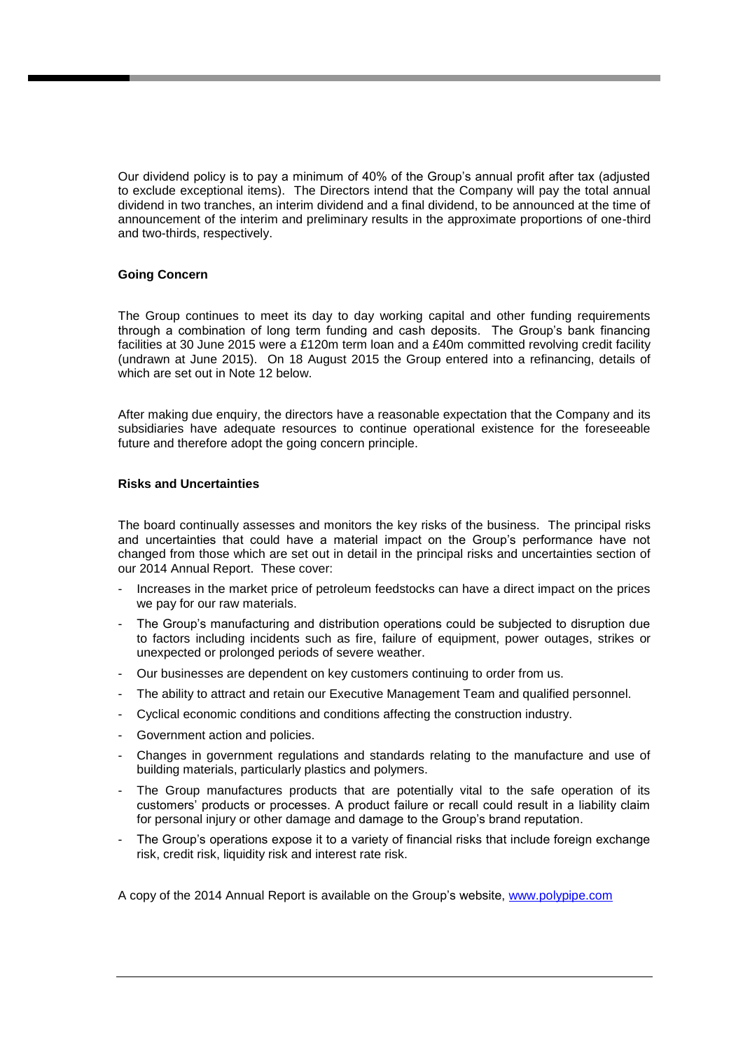Our dividend policy is to pay a minimum of 40% of the Group's annual profit after tax (adjusted to exclude exceptional items). The Directors intend that the Company will pay the total annual dividend in two tranches, an interim dividend and a final dividend, to be announced at the time of announcement of the interim and preliminary results in the approximate proportions of one-third and two-thirds, respectively.

**Going Concern**

The Group continues to meet its day to day working capital and other funding requirements through a combination of long term funding and cash deposits. The Group's bank financing facilities at 30 June 2015 were a £120m term loan and a £40m committed revolving credit facility (undrawn at June 2015). On 18 August 2015 the Group entered into a refinancing, details of which are set out in Note 12 below.

After making due enquiry, the directors have a reasonable expectation that the Company and its subsidiaries have adequate resources to continue operational existence for the foreseeable future and therefore adopt the going concern principle.

**Risks and Uncertainties**

The board continually assesses and monitors the key risks of the business. The principal risks and uncertainties that could have a material impact on the Group's performance have not changed from those which are set out in detail in the principal risks and uncertainties section of our 2014 Annual Report. These cover:

- Increases in the market price of petroleum feedstocks can have a direct impact on the prices we pay for our raw materials.
- The Group's manufacturing and distribution operations could be subjected to disruption due to factors including incidents such as fire, failure of equipment, power outages, strikes or unexpected or prolonged periods of severe weather.
- Our businesses are dependent on key customers continuing to order from us.
- The ability to attract and retain our Executive Management Team and qualified personnel.
- Cyclical economic conditions and conditions affecting the construction industry.
- Government action and policies.
- Changes in government regulations and standards relating to the manufacture and use of building materials, particularly plastics and polymers.
- The Group manufactures products that are potentially vital to the safe operation of its customers' products or processes. A product failure or recall could result in a liability claim for personal injury or other damage and damage to the Group's brand reputation.
- The Group's operations expose it to a variety of financial risks that include foreign exchange risk, credit risk, liquidity risk and interest rate risk.

A copy of the 2014 Annual Report is available on the Group's website, www.polypipe.com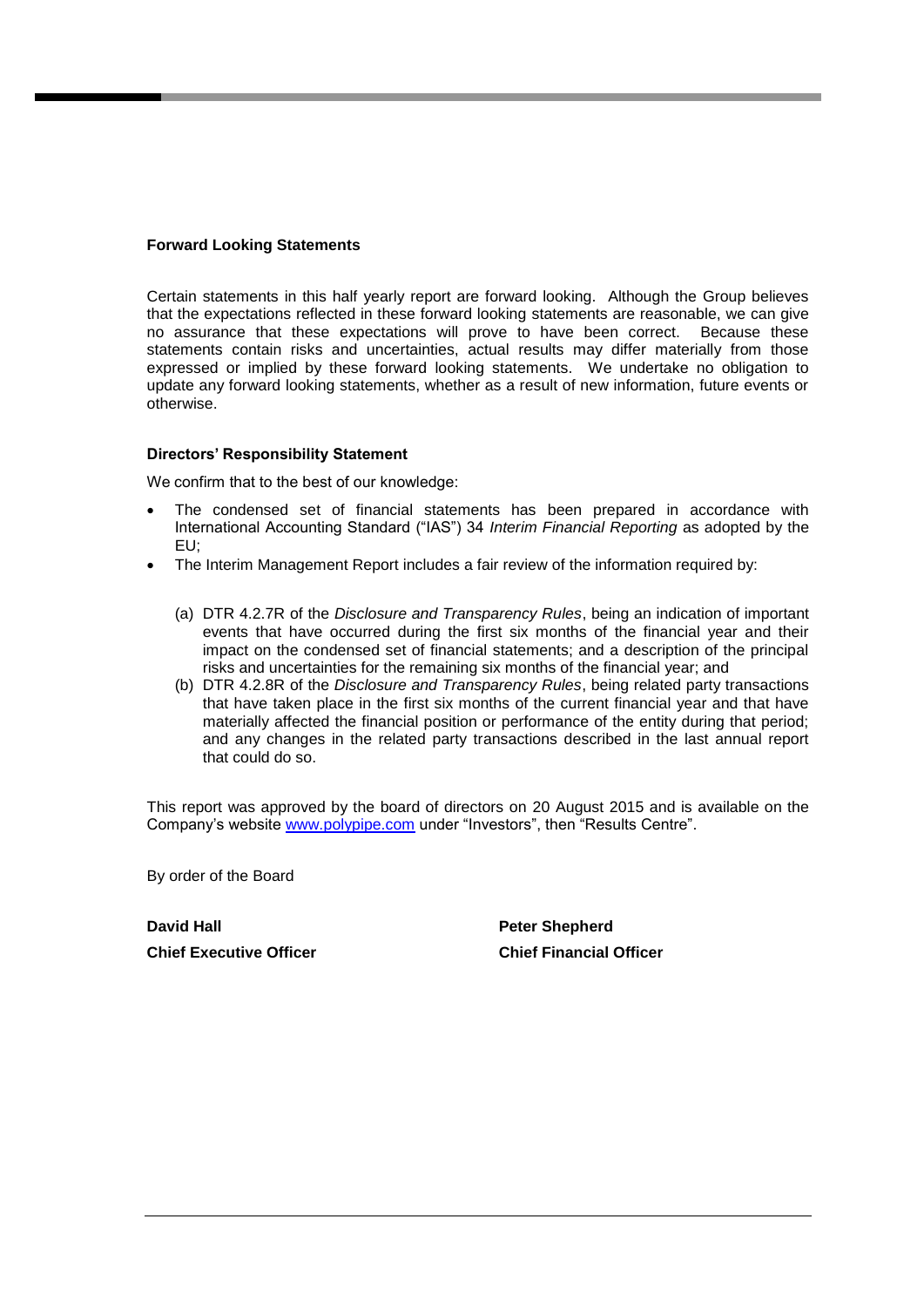**Forward Looking Statements**

Certain statements in this half yearly report are forward looking. Although the Group believes that the expectations reflected in these forward looking statements are reasonable, we can give no assurance that these expectations will prove to have been correct. Because these statements contain risks and uncertainties, actual results may differ materially from those expressed or implied by these forward looking statements. We undertake no obligation to update any forward looking statements, whether as a result of new information, future events or otherwise.

**Directors' Responsibility Statement**

We confirm that to the best of our knowledge:

- The condensed set of financial statements has been prepared in accordance with International Accounting Standard ("IAS") 34 *Interim Financial Reporting* as adopted by the EU;
- The Interim Management Report includes a fair review of the information required by:

  (a) DTR 4.2.7R of the *Disclosure and Transparency Rules*, being an indication of important events that have occurred during the first six months of the financial year and their impact on the condensed set of financial statements; and a description of the principal risks and uncertainties for the remaining six months of the financial year; and

  (b) DTR 4.2.8R of the *Disclosure and Transparency Rules*, being related party transactions that have taken place in the first six months of the current financial year and that have materially affected the financial position or performance of the entity during that period; and any changes in the related party transactions described in the last annual report that could do so.

This report was approved by the board of directors on 20 August 2015 and is available on the Company's website www.polypipe.com under "Investors", then "Results Centre".

By order of the Board

**David Hall**
**Chief Executive Officer**

**Peter Shepherd**
**Chief Financial Officer**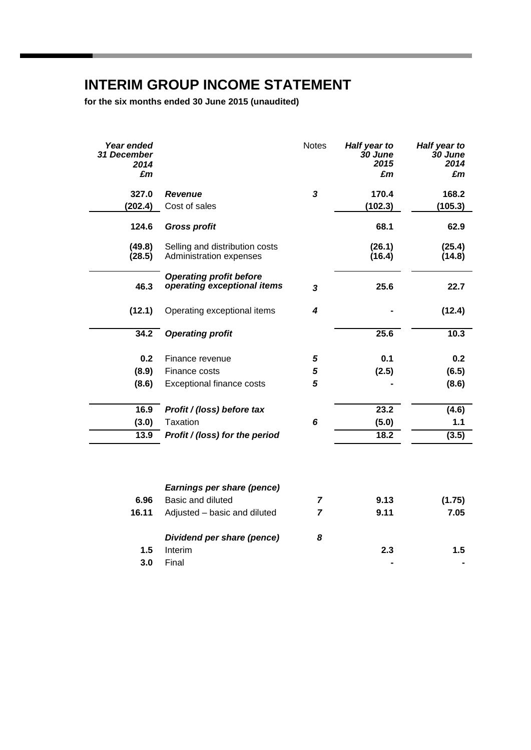# INTERIM GROUP INCOME STATEMENT

**for the six months ended 30 June 2015 (unaudited)**

| *Year ended 31 December 2014 £m* | | Notes | *Half year to 30 June 2015 £m* | *Half year to 30 June 2014 £m* |
|---|---|---|---|---|
| **327.0** | ***Revenue*** | ***3*** | **170.4** | **168.2** |
| **(202.4)** | Cost of sales | | **(102.3)** | **(105.3)** |
| **124.6** | ***Gross profit*** | | **68.1** | **62.9** |
| **(49.8)** | Selling and distribution costs | | **(26.1)** | **(25.4)** |
| **(28.5)** | Administration expenses | | **(16.4)** | **(14.8)** |
| **46.3** | ***Operating profit before operating exceptional items*** | ***3*** | **25.6** | **22.7** |
| **(12.1)** | Operating exceptional items | ***4*** | **-** | **(12.4)** |
| **34.2** | ***Operating profit*** | | **25.6** | **10.3** |
| **0.2** | Finance revenue | ***5*** | **0.1** | **0.2** |
| **(8.9)** | Finance costs | ***5*** | **(2.5)** | **(6.5)** |
| **(8.6)** | Exceptional finance costs | ***5*** | **-** | **(8.6)** |
| **16.9** | ***Profit / (loss) before tax*** | | **23.2** | **(4.6)** |
| **(3.0)** | Taxation | ***6*** | **(5.0)** | **1.1** |
| **13.9** | ***Profit / (loss) for the period*** | | **18.2** | **(3.5)** |

| | | | | |
|---|---|---|---|---|
| | ***Earnings per share (pence)*** | | | |
| **6.96** | Basic and diluted | ***7*** | **9.13** | **(1.75)** |
| **16.11** | Adjusted – basic and diluted | ***7*** | **9.11** | **7.05** |
| | ***Dividend per share (pence)*** | ***8*** | | |
| **1.5** | Interim | | **2.3** | **1.5** |
| **3.0** | Final | | **-** | **-** |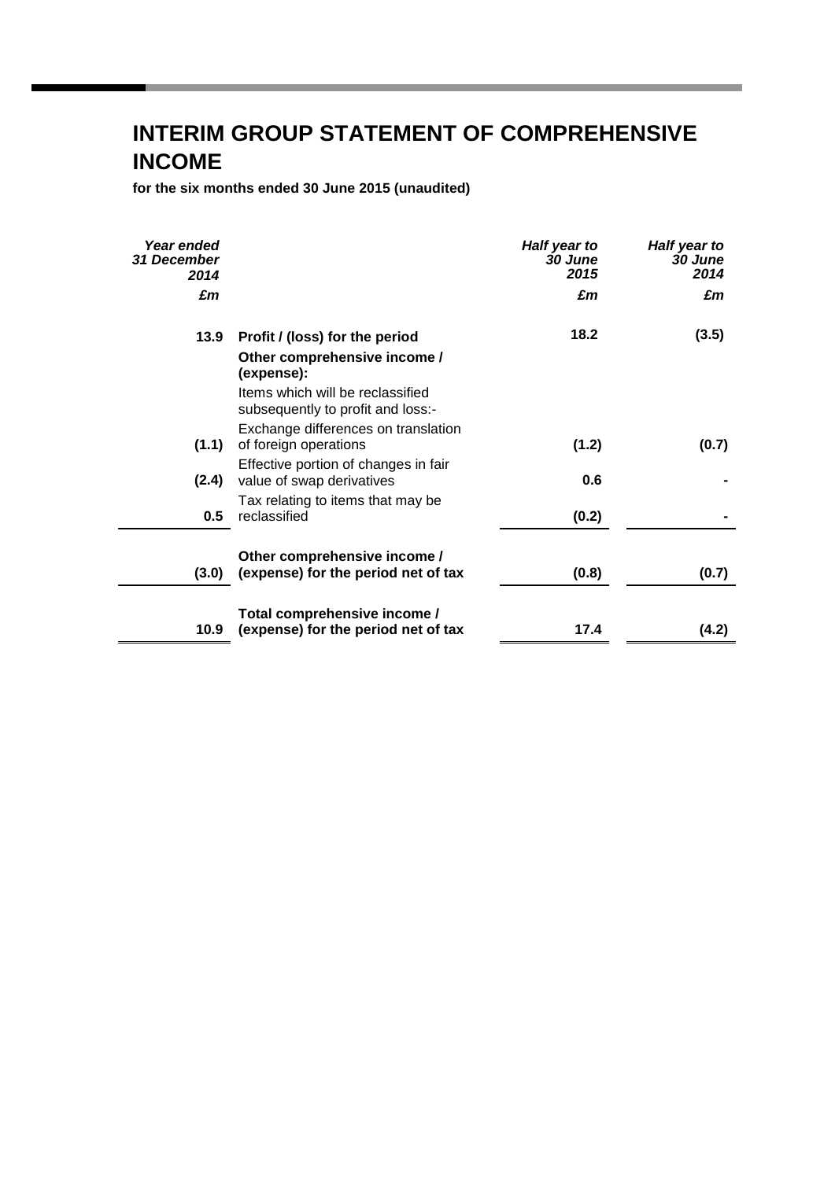# INTERIM GROUP STATEMENT OF COMPREHENSIVE INCOME

**for the six months ended 30 June 2015 (unaudited)**

| *Year ended 31 December 2014* | | *Half year to 30 June 2015* | *Half year to 30 June 2014* |
|---|---|---|---|
| *£m* | | *£m* | *£m* |
| **13.9** | **Profit / (loss) for the period** | **18.2** | **(3.5)** |
| | **Other comprehensive income / (expense):** | | |
| | Items which will be reclassified subsequently to profit and loss:- | | |
| **(1.1)** | Exchange differences on translation of foreign operations | **(1.2)** | **(0.7)** |
| **(2.4)** | Effective portion of changes in fair value of swap derivatives | **0.6** | **-** |
| **0.5** | Tax relating to items that may be reclassified | **(0.2)** | **-** |
| **(3.0)** | **Other comprehensive income / (expense) for the period net of tax** | **(0.8)** | **(0.7)** |
| **10.9** | **Total comprehensive income / (expense) for the period net of tax** | **17.4** | **(4.2)** |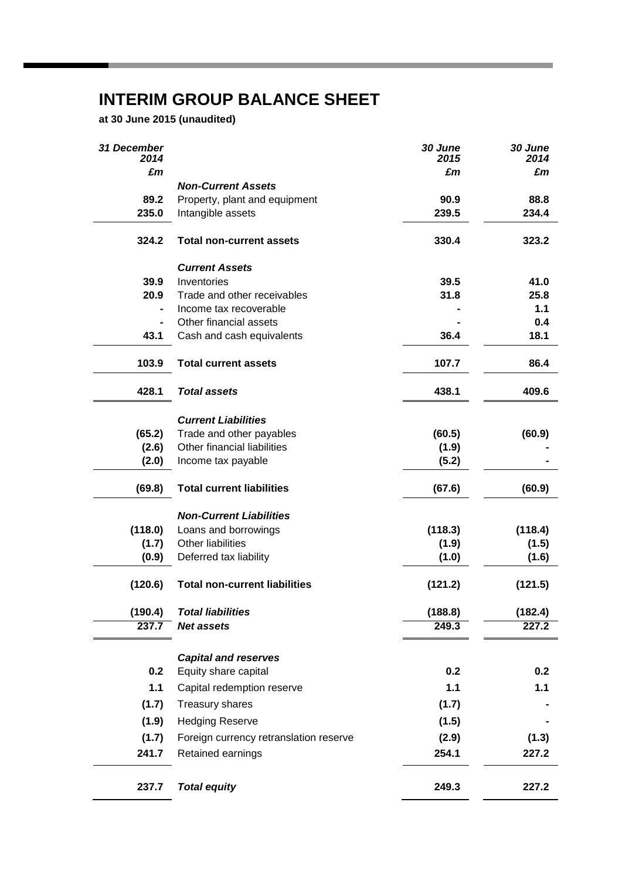# INTERIM GROUP BALANCE SHEET

**at 30 June 2015 (unaudited)**

| *31 December 2014* | | *30 June 2015* | *30 June 2014* |
|---|---|---|---|
| *£m* | | *£m* | *£m* |
| | ***Non-Current Assets*** | | |
| **89.2** | Property, plant and equipment | **90.9** | **88.8** |
| **235.0** | Intangible assets | **239.5** | **234.4** |
| **324.2** | **Total non-current assets** | **330.4** | **323.2** |
| | ***Current Assets*** | | |
| **39.9** | Inventories | **39.5** | **41.0** |
| **20.9** | Trade and other receivables | **31.8** | **25.8** |
| **-** | Income tax recoverable | **-** | **1.1** |
| **-** | Other financial assets | **-** | **0.4** |
| **43.1** | Cash and cash equivalents | **36.4** | **18.1** |
| **103.9** | **Total current assets** | **107.7** | **86.4** |
| **428.1** | ***Total assets*** | **438.1** | **409.6** |
| | ***Current Liabilities*** | | |
| **(65.2)** | Trade and other payables | **(60.5)** | **(60.9)** |
| **(2.6)** | Other financial liabilities | **(1.9)** | **-** |
| **(2.0)** | Income tax payable | **(5.2)** | **-** |
| **(69.8)** | **Total current liabilities** | **(67.6)** | **(60.9)** |
| | ***Non-Current Liabilities*** | | |
| **(118.0)** | Loans and borrowings | **(118.3)** | **(118.4)** |
| **(1.7)** | Other liabilities | **(1.9)** | **(1.5)** |
| **(0.9)** | Deferred tax liability | **(1.0)** | **(1.6)** |
| **(120.6)** | **Total non-current liabilities** | **(121.2)** | **(121.5)** |
| **(190.4)** | ***Total liabilities*** | **(188.8)** | **(182.4)** |
| **237.7** | ***Net assets*** | **249.3** | **227.2** |
| | ***Capital and reserves*** | | |
| **0.2** | Equity share capital | **0.2** | **0.2** |
| **1.1** | Capital redemption reserve | **1.1** | **1.1** |
| **(1.7)** | Treasury shares | **(1.7)** | **-** |
| **(1.9)** | Hedging Reserve | **(1.5)** | **-** |
| **(1.7)** | Foreign currency retranslation reserve | **(2.9)** | **(1.3)** |
| **241.7** | Retained earnings | **254.1** | **227.2** |
| **237.7** | ***Total equity*** | **249.3** | **227.2** |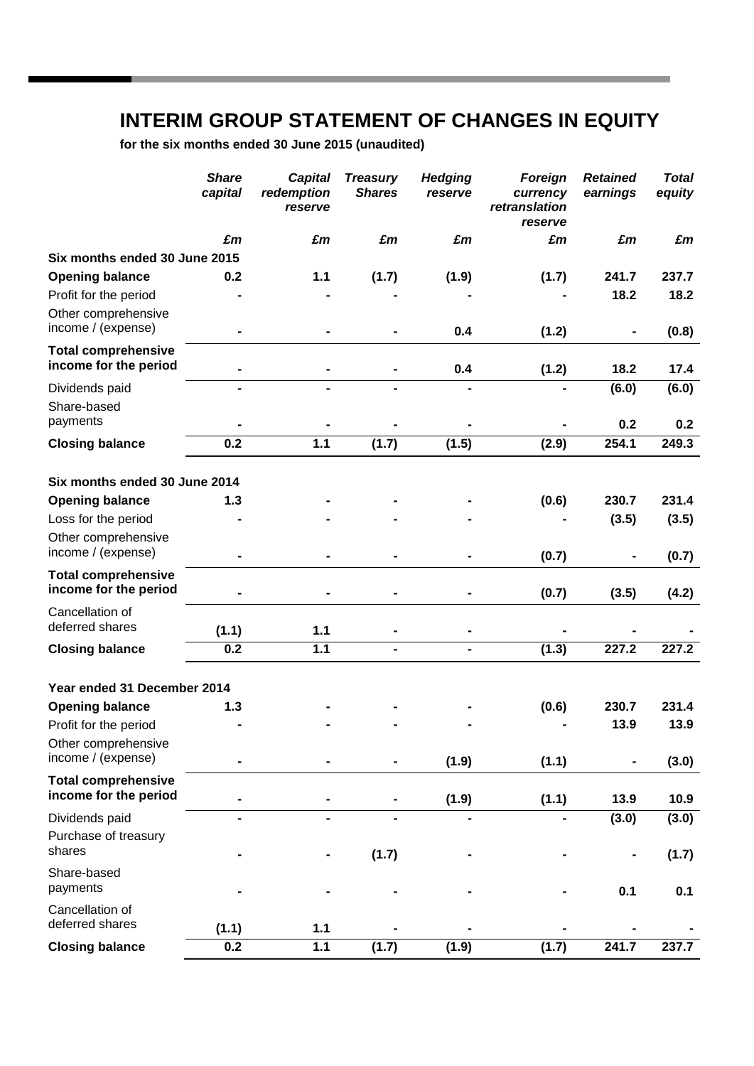# INTERIM GROUP STATEMENT OF CHANGES IN EQUITY

**for the six months ended 30 June 2015 (unaudited)**

| | *Share capital* | *Capital redemption reserve* | *Treasury Shares* | *Hedging reserve* | *Foreign currency retranslation reserve* | *Retained earnings* | *Total equity* |
|---|---|---|---|---|---|---|---|
| | *£m* | *£m* | *£m* | *£m* | *£m* | *£m* | *£m* |
| **Six months ended 30 June 2015** | | | | | | | |
| **Opening balance** | **0.2** | **1.1** | **(1.7)** | **(1.9)** | **(1.7)** | **241.7** | **237.7** |
| Profit for the period | **-** | **-** | **-** | **-** | **-** | **18.2** | **18.2** |
| Other comprehensive income / (expense) | **-** | **-** | **-** | **0.4** | **(1.2)** | **-** | **(0.8)** |
| **Total comprehensive income for the period** | **-** | **-** | **-** | **0.4** | **(1.2)** | **18.2** | **17.4** |
| Dividends paid | **-** | **-** | **-** | **-** | **-** | **(6.0)** | **(6.0)** |
| Share-based payments | **-** | **-** | **-** | **-** | **-** | **0.2** | **0.2** |
| **Closing balance** | **0.2** | **1.1** | **(1.7)** | **(1.5)** | **(2.9)** | **254.1** | **249.3** |
| **Six months ended 30 June 2014** | | | | | | | |
| **Opening balance** | **1.3** | **-** | **-** | **-** | **(0.6)** | **230.7** | **231.4** |
| Loss for the period | **-** | **-** | **-** | **-** | **-** | **(3.5)** | **(3.5)** |
| Other comprehensive income / (expense) | **-** | **-** | **-** | **-** | **(0.7)** | **-** | **(0.7)** |
| **Total comprehensive income for the period** | **-** | **-** | **-** | **-** | **(0.7)** | **(3.5)** | **(4.2)** |
| Cancellation of deferred shares | **(1.1)** | **1.1** | **-** | **-** | **-** | **-** | **-** |
| **Closing balance** | **0.2** | **1.1** | **-** | **-** | **(1.3)** | **227.2** | **227.2** |
| **Year ended 31 December 2014** | | | | | | | |
| **Opening balance** | **1.3** | **-** | **-** | **-** | **(0.6)** | **230.7** | **231.4** |
| Profit for the period | **-** | **-** | **-** | **-** | **-** | **13.9** | **13.9** |
| Other comprehensive income / (expense) | **-** | **-** | **-** | **(1.9)** | **(1.1)** | **-** | **(3.0)** |
| **Total comprehensive income for the period** | **-** | **-** | **-** | **(1.9)** | **(1.1)** | **13.9** | **10.9** |
| Dividends paid | **-** | **-** | **-** | **-** | **-** | **(3.0)** | **(3.0)** |
| Purchase of treasury shares | **-** | **-** | **(1.7)** | **-** | **-** | **-** | **(1.7)** |
| Share-based payments | **-** | **-** | **-** | **-** | **-** | **0.1** | **0.1** |
| Cancellation of deferred shares | **(1.1)** | **1.1** | **-** | **-** | **-** | **-** | **-** |
| **Closing balance** | **0.2** | **1.1** | **(1.7)** | **(1.9)** | **(1.7)** | **241.7** | **237.7** |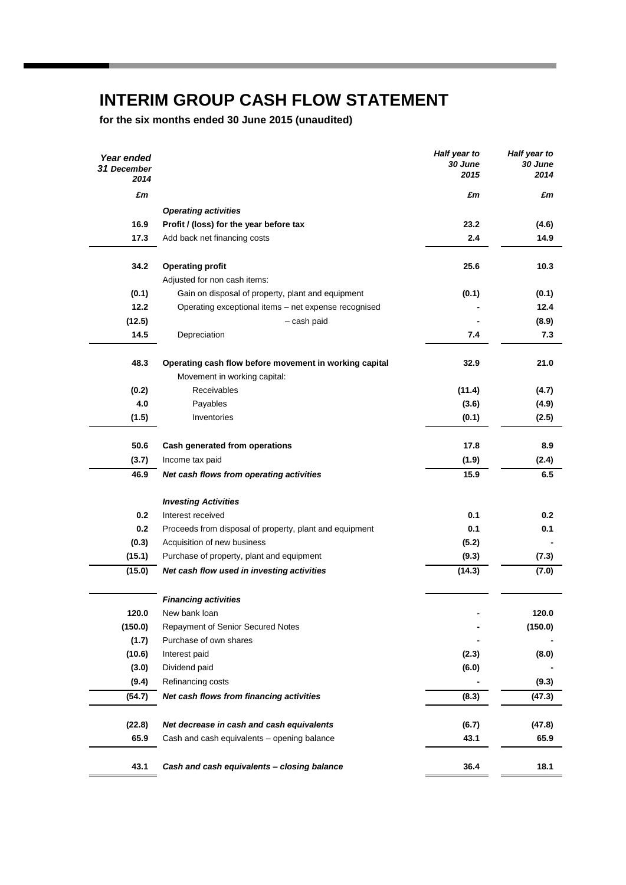# INTERIM GROUP CASH FLOW STATEMENT

**for the six months ended 30 June 2015 (unaudited)**

| *Year ended 31 December 2014* | | *Half year to 30 June 2015* | *Half year to 30 June 2014* |
|---|---|---|---|
| *£m* | | *£m* | *£m* |
| | ***Operating activities*** | | |
| **16.9** | **Profit / (loss) for the year before tax** | **23.2** | **(4.6)** |
| **17.3** | Add back net financing costs | **2.4** | **14.9** |
| **34.2** | **Operating profit** | **25.6** | **10.3** |
| | Adjusted for non cash items: | | |
| **(0.1)** | Gain on disposal of property, plant and equipment | **(0.1)** | **(0.1)** |
| **12.2** | Operating exceptional items – net expense recognised | **-** | **12.4** |
| **(12.5)** | – cash paid | **-** | **(8.9)** |
| **14.5** | Depreciation | **7.4** | **7.3** |
| **48.3** | **Operating cash flow before movement in working capital** | **32.9** | **21.0** |
| | Movement in working capital: | | |
| **(0.2)** | Receivables | **(11.4)** | **(4.7)** |
| **4.0** | Payables | **(3.6)** | **(4.9)** |
| **(1.5)** | Inventories | **(0.1)** | **(2.5)** |
| **50.6** | **Cash generated from operations** | **17.8** | **8.9** |
| **(3.7)** | Income tax paid | **(1.9)** | **(2.4)** |
| **46.9** | ***Net cash flows from operating activities*** | **15.9** | **6.5** |
| | ***Investing Activities*** | | |
| **0.2** | Interest received | **0.1** | **0.2** |
| **0.2** | Proceeds from disposal of property, plant and equipment | **0.1** | **0.1** |
| **(0.3)** | Acquisition of new business | **(5.2)** | **-** |
| **(15.1)** | Purchase of property, plant and equipment | **(9.3)** | **(7.3)** |
| **(15.0)** | ***Net cash flow used in investing activities*** | **(14.3)** | **(7.0)** |
| | ***Financing activities*** | | |
| **120.0** | New bank loan | **-** | **120.0** |
| **(150.0)** | Repayment of Senior Secured Notes | **-** | **(150.0)** |
| **(1.7)** | Purchase of own shares | **-** | **-** |
| **(10.6)** | Interest paid | **(2.3)** | **(8.0)** |
| **(3.0)** | Dividend paid | **(6.0)** | **-** |
| **(9.4)** | Refinancing costs | **-** | **(9.3)** |
| **(54.7)** | ***Net cash flows from financing activities*** | **(8.3)** | **(47.3)** |
| **(22.8)** | ***Net decrease in cash and cash equivalents*** | **(6.7)** | **(47.8)** |
| **65.9** | Cash and cash equivalents – opening balance | **43.1** | **65.9** |
| **43.1** | ***Cash and cash equivalents – closing balance*** | **36.4** | **18.1** |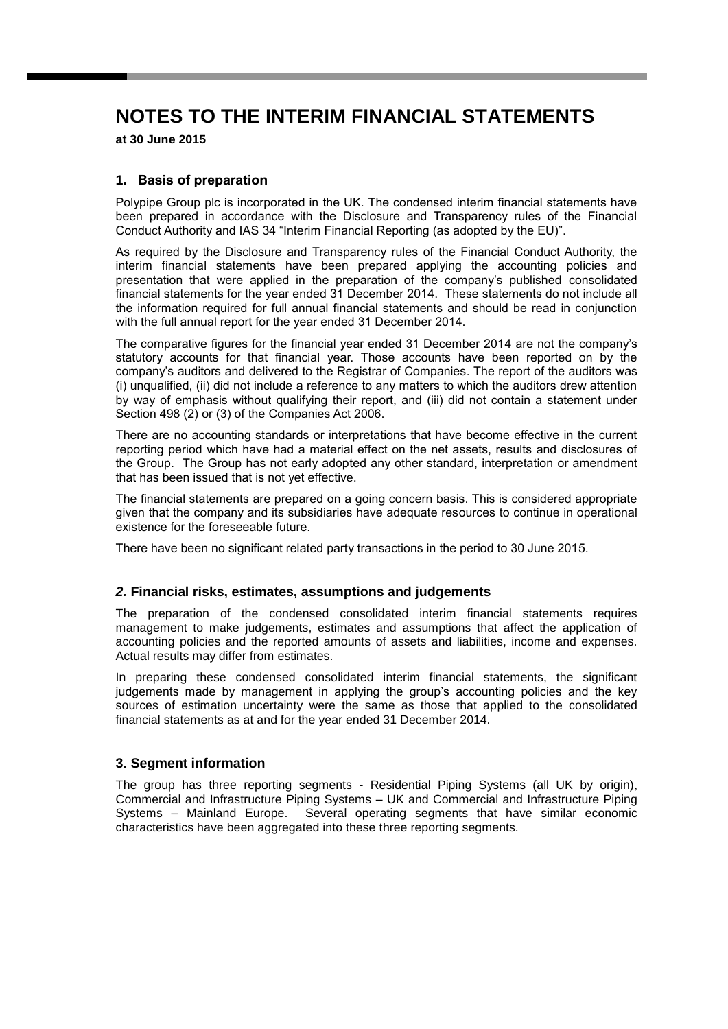# NOTES TO THE INTERIM FINANCIAL STATEMENTS

**at 30 June 2015**

## 1. Basis of preparation

Polypipe Group plc is incorporated in the UK. The condensed interim financial statements have been prepared in accordance with the Disclosure and Transparency rules of the Financial Conduct Authority and IAS 34 "Interim Financial Reporting (as adopted by the EU)".

As required by the Disclosure and Transparency rules of the Financial Conduct Authority, the interim financial statements have been prepared applying the accounting policies and presentation that were applied in the preparation of the company's published consolidated financial statements for the year ended 31 December 2014. These statements do not include all the information required for full annual financial statements and should be read in conjunction with the full annual report for the year ended 31 December 2014.

The comparative figures for the financial year ended 31 December 2014 are not the company's statutory accounts for that financial year. Those accounts have been reported on by the company's auditors and delivered to the Registrar of Companies. The report of the auditors was (i) unqualified, (ii) did not include a reference to any matters to which the auditors drew attention by way of emphasis without qualifying their report, and (iii) did not contain a statement under Section 498 (2) or (3) of the Companies Act 2006.

There are no accounting standards or interpretations that have become effective in the current reporting period which have had a material effect on the net assets, results and disclosures of the Group. The Group has not early adopted any other standard, interpretation or amendment that has been issued that is not yet effective.

The financial statements are prepared on a going concern basis. This is considered appropriate given that the company and its subsidiaries have adequate resources to continue in operational existence for the foreseeable future.

There have been no significant related party transactions in the period to 30 June 2015.

## *2.* Financial risks, estimates, assumptions and judgements

The preparation of the condensed consolidated interim financial statements requires management to make judgements, estimates and assumptions that affect the application of accounting policies and the reported amounts of assets and liabilities, income and expenses. Actual results may differ from estimates.

In preparing these condensed consolidated interim financial statements, the significant judgements made by management in applying the group's accounting policies and the key sources of estimation uncertainty were the same as those that applied to the consolidated financial statements as at and for the year ended 31 December 2014.

## 3. Segment information

The group has three reporting segments - Residential Piping Systems (all UK by origin), Commercial and Infrastructure Piping Systems – UK and Commercial and Infrastructure Piping Systems – Mainland Europe. Several operating segments that have similar economic characteristics have been aggregated into these three reporting segments.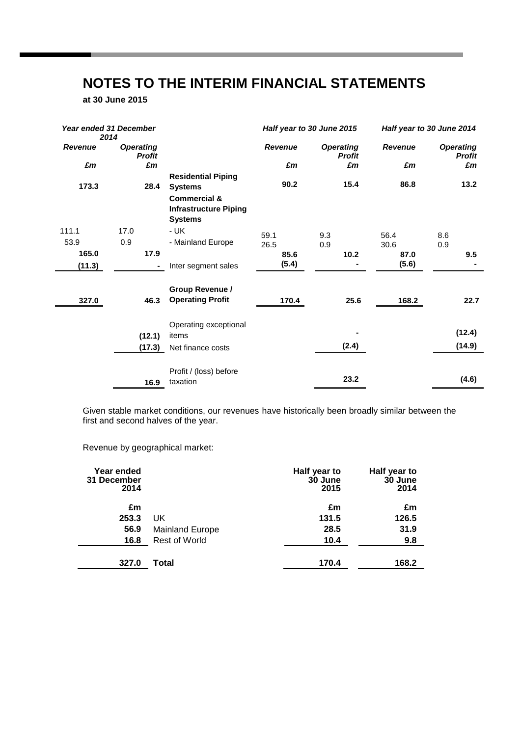# NOTES TO THE INTERIM FINANCIAL STATEMENTS

**at 30 June 2015**

| *Year ended 31 December 2014* | | | *Half year to 30 June 2015* | | *Half year to 30 June 2014* | |
|---|---|---|---|---|---|---|
| *Revenue* | *Operating Profit* | | *Revenue* | *Operating Profit* | *Revenue* | *Operating Profit* |
| *£m* | *£m* | | *£m* | *£m* | *£m* | *£m* |
| **173.3** | **28.4** | **Residential Piping Systems** | **90.2** | **15.4** | **86.8** | **13.2** |
| | | **Commercial & Infrastructure Piping Systems** | | | | |
| 111.1 | 17.0 | - UK | 59.1 | 9.3 | 56.4 | 8.6 |
| 53.9 | 0.9 | - Mainland Europe | 26.5 | 0.9 | 30.6 | 0.9 |
| **165.0** | **17.9** | | **85.6** | **10.2** | **87.0** | **9.5** |
| **(11.3)** | **-** | Inter segment sales | **(5.4)** | **-** | **(5.6)** | **-** |
| **327.0** | **46.3** | **Group Revenue / Operating Profit** | **170.4** | **25.6** | **168.2** | **22.7** |
| | **(12.1)** | Operating exceptional items | | **-** | | **(12.4)** |
| | **(17.3)** | Net finance costs | | **(2.4)** | | **(14.9)** |
| | **16.9** | Profit / (loss) before taxation | | **23.2** | | **(4.6)** |

Given stable market conditions, our revenues have historically been broadly similar between the first and second halves of the year.

Revenue by geographical market:

| **Year ended 31 December 2014** | | **Half year to 30 June 2015** | **Half year to 30 June 2014** |
|---|---|---|---|
| **£m** | | **£m** | **£m** |
| **253.3** | UK | **131.5** | **126.5** |
| **56.9** | Mainland Europe | **28.5** | **31.9** |
| **16.8** | Rest of World | **10.4** | **9.8** |
| **327.0** | **Total** | **170.4** | **168.2** |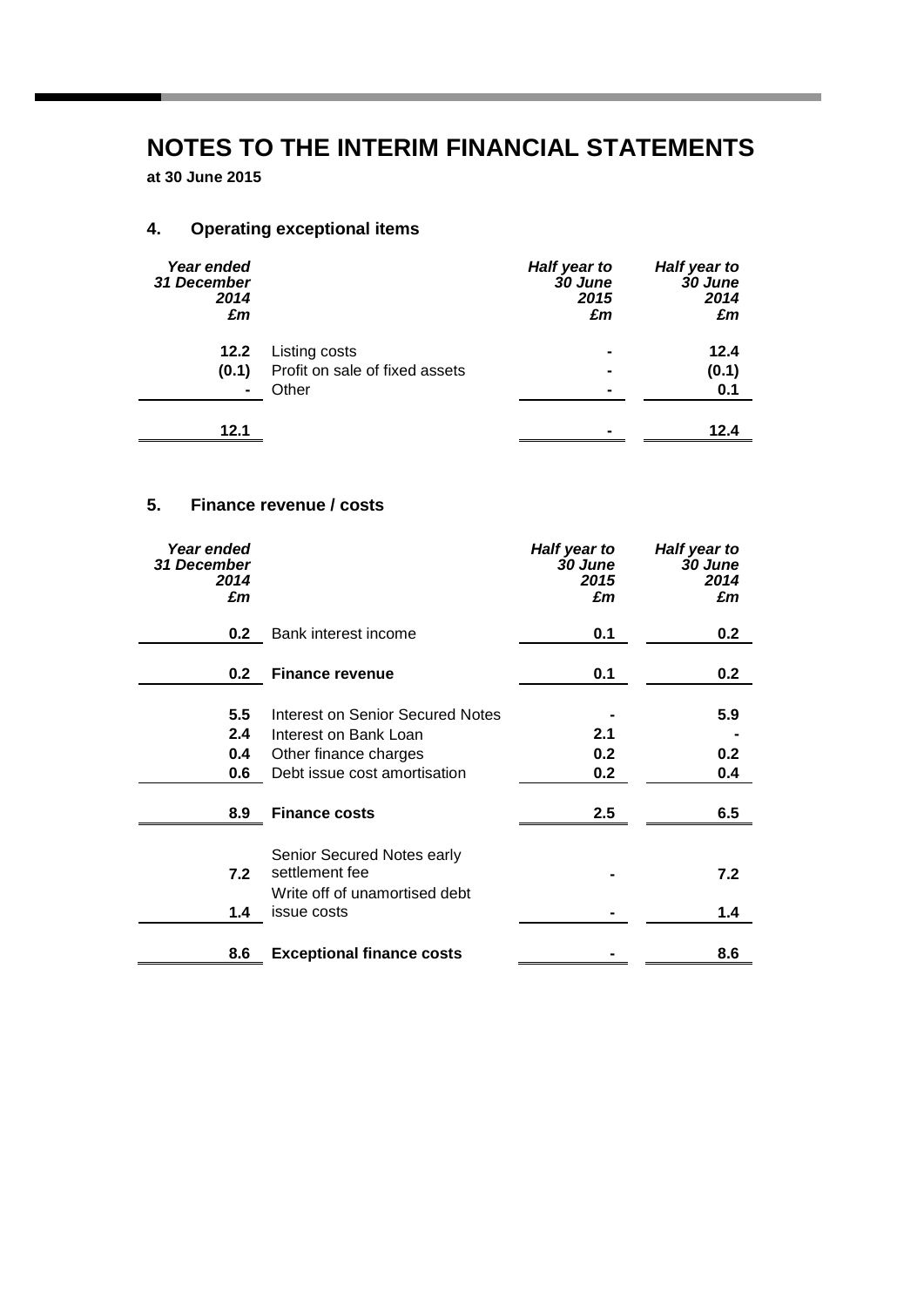# NOTES TO THE INTERIM FINANCIAL STATEMENTS

**at 30 June 2015**

## 4. Operating exceptional items

| *Year ended 31 December 2014 £m* | | *Half year to 30 June 2015 £m* | *Half year to 30 June 2014 £m* |
|---|---|---|---|
| **12.2** | Listing costs | **-** | **12.4** |
| **(0.1)** | Profit on sale of fixed assets | **-** | **(0.1)** |
| **-** | Other | **-** | **0.1** |
| **12.1** | | **-** | **12.4** |

## 5. Finance revenue / costs

| *Year ended 31 December 2014 £m* | | *Half year to 30 June 2015 £m* | *Half year to 30 June 2014 £m* |
|---|---|---|---|
| **0.2** | Bank interest income | **0.1** | **0.2** |
| **0.2** | **Finance revenue** | **0.1** | **0.2** |
| **5.5** | Interest on Senior Secured Notes | **-** | **5.9** |
| **2.4** | Interest on Bank Loan | **2.1** | **-** |
| **0.4** | Other finance charges | **0.2** | **0.2** |
| **0.6** | Debt issue cost amortisation | **0.2** | **0.4** |
| **8.9** | **Finance costs** | **2.5** | **6.5** |
| **7.2** | Senior Secured Notes early settlement fee | **-** | **7.2** |
| **1.4** | Write off of unamortised debt issue costs | **-** | **1.4** |
| **8.6** | **Exceptional finance costs** | **-** | **8.6** |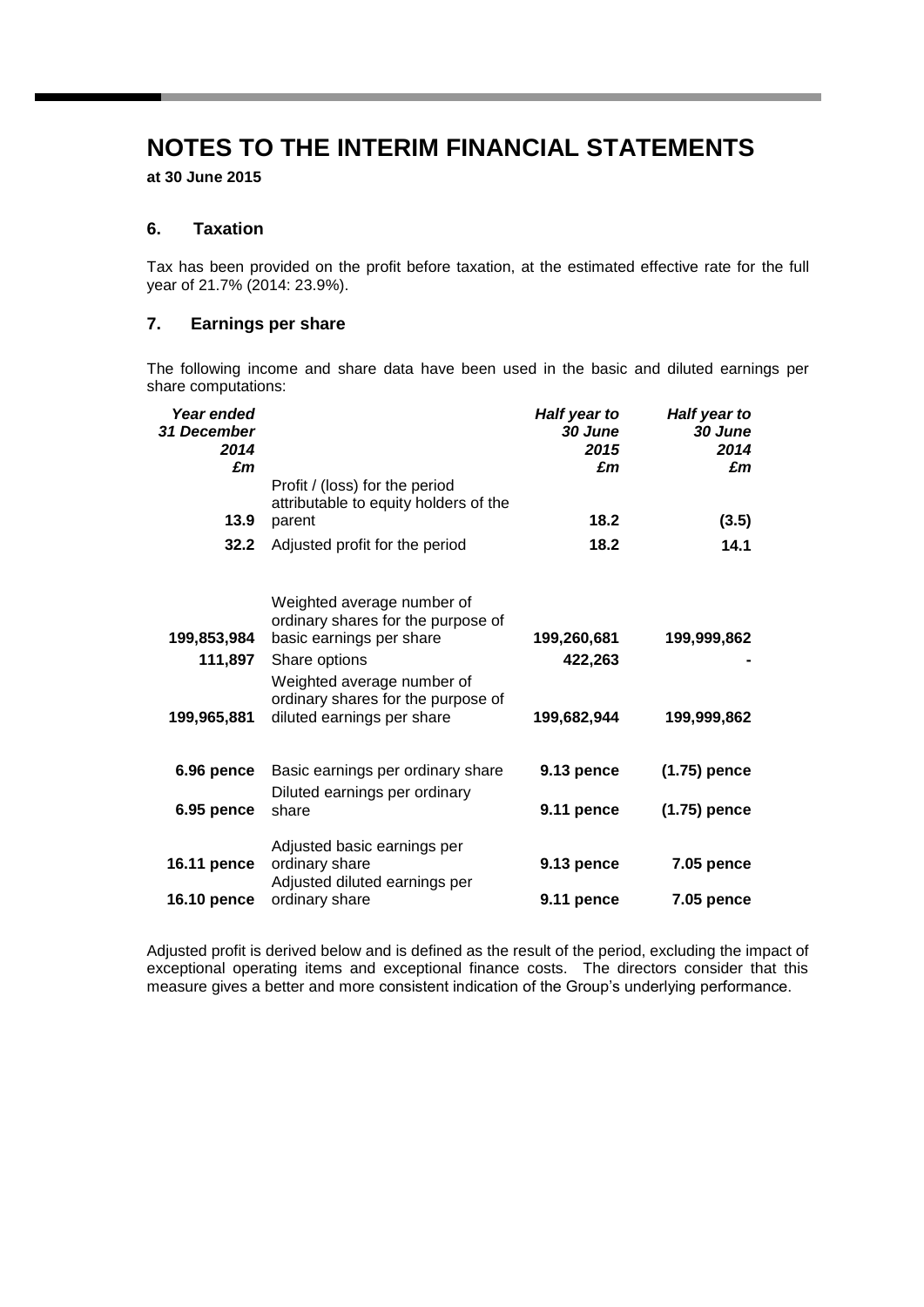# NOTES TO THE INTERIM FINANCIAL STATEMENTS

**at 30 June 2015**

## 6. Taxation

Tax has been provided on the profit before taxation, at the estimated effective rate for the full year of 21.7% (2014: 23.9%).

## 7. Earnings per share

The following income and share data have been used in the basic and diluted earnings per share computations:

| *Year ended 31 December 2014 £m* | | *Half year to 30 June 2015 £m* | *Half year to 30 June 2014 £m* |
|---|---|---|---|
| **13.9** | Profit / (loss) for the period attributable to equity holders of the parent | **18.2** | **(3.5)** |
| **32.2** | Adjusted profit for the period | **18.2** | **14.1** |
| | | | |
| **199,853,984** | Weighted average number of ordinary shares for the purpose of basic earnings per share | **199,260,681** | **199,999,862** |
| **111,897** | Share options | **422,263** | **-** |
| **199,965,881** | Weighted average number of ordinary shares for the purpose of diluted earnings per share | **199,682,944** | **199,999,862** |
| | | | |
| **6.96 pence** | Basic earnings per ordinary share | **9.13 pence** | **(1.75) pence** |
| **6.95 pence** | Diluted earnings per ordinary share | **9.11 pence** | **(1.75) pence** |
| | | | |
| **16.11 pence** | Adjusted basic earnings per ordinary share | **9.13 pence** | **7.05 pence** |
| **16.10 pence** | Adjusted diluted earnings per ordinary share | **9.11 pence** | **7.05 pence** |

Adjusted profit is derived below and is defined as the result of the period, excluding the impact of exceptional operating items and exceptional finance costs. The directors consider that this measure gives a better and more consistent indication of the Group's underlying performance.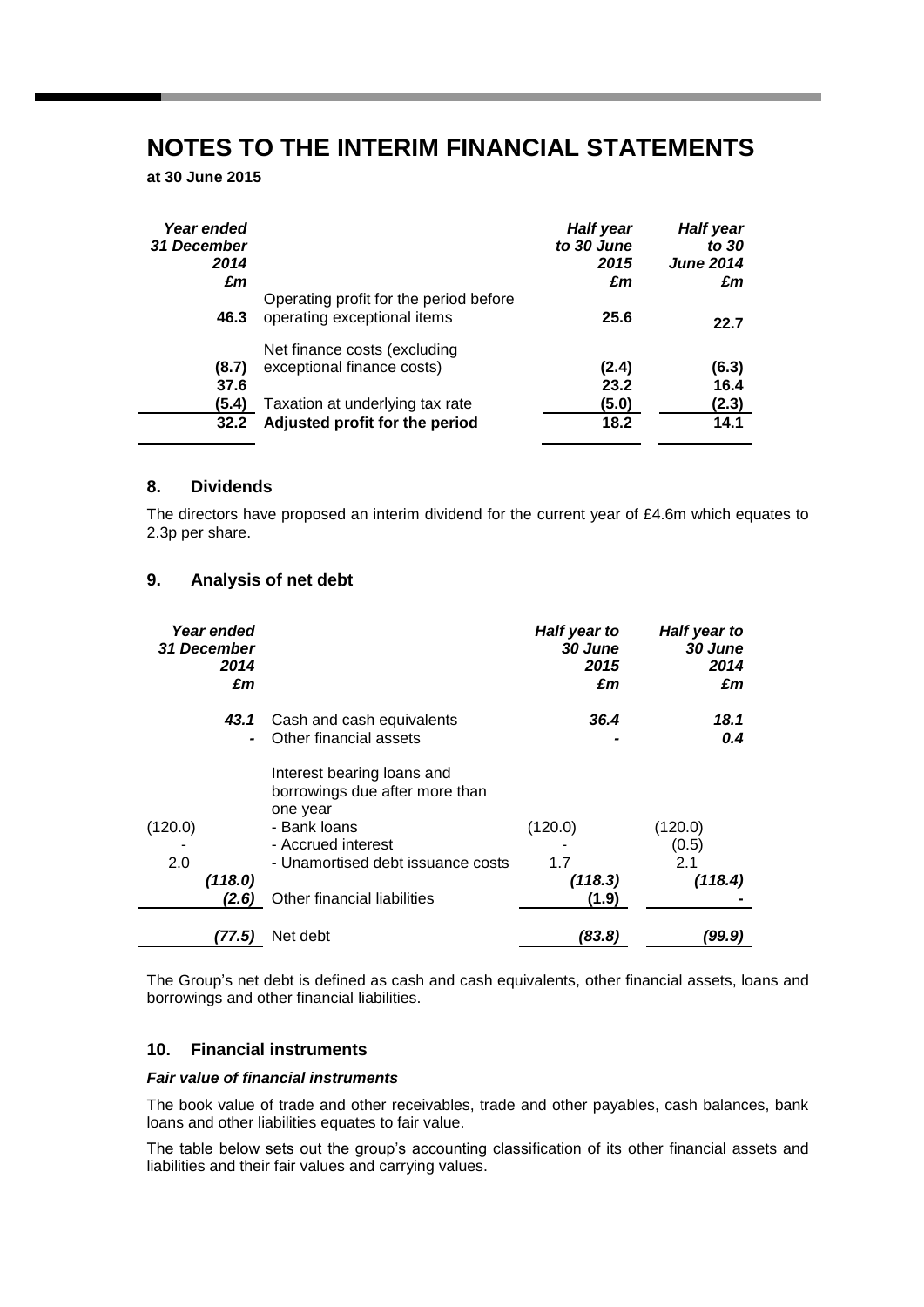# NOTES TO THE INTERIM FINANCIAL STATEMENTS

**at 30 June 2015**

| *Year ended 31 December 2014 £m* | | *Half year to 30 June 2015 £m* | *Half year to 30 June 2014 £m* |
|---|---|---|---|
| **46.3** | Operating profit for the period before operating exceptional items | **25.6** | **22.7** |
| **(8.7)** | Net finance costs (excluding exceptional finance costs) | **(2.4)** | **(6.3)** |
| **37.6** | | **23.2** | **16.4** |
| **(5.4)** | Taxation at underlying tax rate | **(5.0)** | **(2.3)** |
| **32.2** | **Adjusted profit for the period** | **18.2** | **14.1** |

## 8. Dividends

The directors have proposed an interim dividend for the current year of £4.6m which equates to 2.3p per share.

## 9. Analysis of net debt

| *Year ended 31 December 2014 £m* | | *Half year to 30 June 2015 £m* | *Half year to 30 June 2014 £m* |
|---|---|---|---|
| *43.1* | Cash and cash equivalents | *36.4* | *18.1* |
| *-* | Other financial assets | *-* | *0.4* |
| | Interest bearing loans and borrowings due after more than one year | | |
| (120.0) | - Bank loans | (120.0) | (120.0) |
| - | - Accrued interest | - | (0.5) |
| 2.0 | - Unamortised debt issuance costs | 1.7 | 2.1 |
| *(118.0)* | | *(118.3)* | *(118.4)* |
| *(2.6)* | Other financial liabilities | *(1.9)* | *-* |
| *(77.5)* | Net debt | *(83.8)* | *(99.9)* |

The Group's net debt is defined as cash and cash equivalents, other financial assets, loans and borrowings and other financial liabilities.

## 10. Financial instruments

***Fair value of financial instruments***

The book value of trade and other receivables, trade and other payables, cash balances, bank loans and other liabilities equates to fair value.

The table below sets out the group's accounting classification of its other financial assets and liabilities and their fair values and carrying values.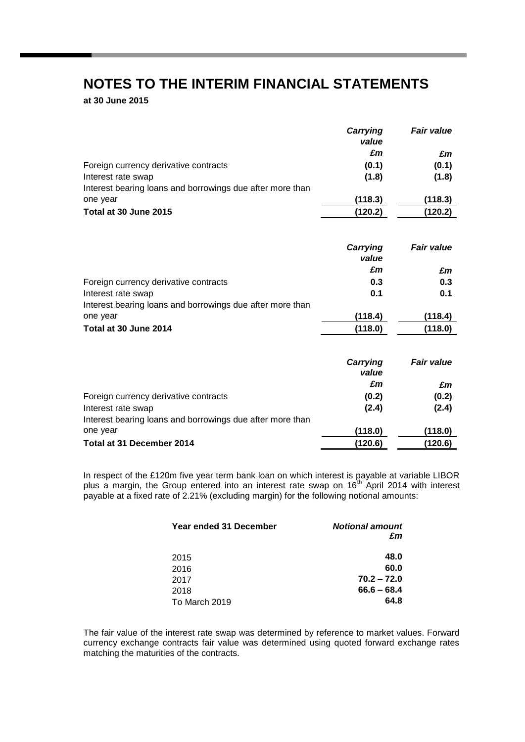# NOTES TO THE INTERIM FINANCIAL STATEMENTS

**at 30 June 2015**

| | ***Carrying value*** | ***Fair value*** |
|---|---|---|
| | ***£m*** | ***£m*** |
| Foreign currency derivative contracts | **(0.1)** | **(0.1)** |
| Interest rate swap | **(1.8)** | **(1.8)** |
| Interest bearing loans and borrowings due after more than one year | **(118.3)** | **(118.3)** |
| **Total at 30 June 2015** | **(120.2)** | **(120.2)** |

| | ***Carrying value*** | ***Fair value*** |
|---|---|---|
| | ***£m*** | ***£m*** |
| Foreign currency derivative contracts | **0.3** | **0.3** |
| Interest rate swap | **0.1** | **0.1** |
| Interest bearing loans and borrowings due after more than one year | **(118.4)** | **(118.4)** |
| **Total at 30 June 2014** | **(118.0)** | **(118.0)** |

| | ***Carrying value*** | ***Fair value*** |
|---|---|---|
| | ***£m*** | ***£m*** |
| Foreign currency derivative contracts | **(0.2)** | **(0.2)** |
| Interest rate swap | **(2.4)** | **(2.4)** |
| Interest bearing loans and borrowings due after more than one year | **(118.0)** | **(118.0)** |
| **Total at 31 December 2014** | **(120.6)** | **(120.6)** |

In respect of the £120m five year term bank loan on which interest is payable at variable LIBOR plus a margin, the Group entered into an interest rate swap on 16th April 2014 with interest payable at a fixed rate of 2.21% (excluding margin) for the following notional amounts:

| **Year ended 31 December** | ***Notional amount £m*** |
|---|---|
| 2015 | **48.0** |
| 2016 | **60.0** |
| 2017 | **70.2 – 72.0** |
| 2018 | **66.6 – 68.4** |
| To March 2019 | **64.8** |

The fair value of the interest rate swap was determined by reference to market values. Forward currency exchange contracts fair value was determined using quoted forward exchange rates matching the maturities of the contracts.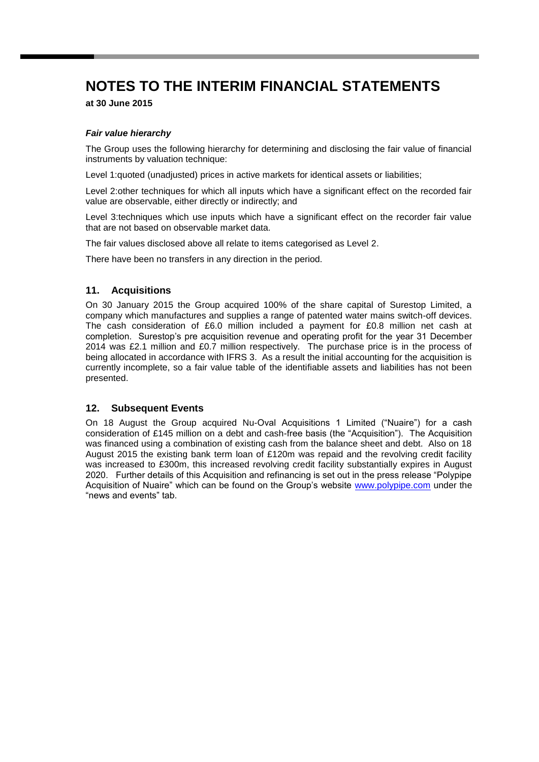# NOTES TO THE INTERIM FINANCIAL STATEMENTS

**at 30 June 2015**

***Fair value hierarchy***

The Group uses the following hierarchy for determining and disclosing the fair value of financial instruments by valuation technique:

Level 1:quoted (unadjusted) prices in active markets for identical assets or liabilities;

Level 2:other techniques for which all inputs which have a significant effect on the recorded fair value are observable, either directly or indirectly; and

Level 3:techniques which use inputs which have a significant effect on the recorder fair value that are not based on observable market data.

The fair values disclosed above all relate to items categorised as Level 2.

There have been no transfers in any direction in the period.

## 11. Acquisitions

On 30 January 2015 the Group acquired 100% of the share capital of Surestop Limited, a company which manufactures and supplies a range of patented water mains switch-off devices. The cash consideration of £6.0 million included a payment for £0.8 million net cash at completion. Surestop's pre acquisition revenue and operating profit for the year 31 December 2014 was £2.1 million and £0.7 million respectively. The purchase price is in the process of being allocated in accordance with IFRS 3. As a result the initial accounting for the acquisition is currently incomplete, so a fair value table of the identifiable assets and liabilities has not been presented.

## 12. Subsequent Events

On 18 August the Group acquired Nu-Oval Acquisitions 1 Limited ("Nuaire") for a cash consideration of £145 million on a debt and cash-free basis (the "Acquisition"). The Acquisition was financed using a combination of existing cash from the balance sheet and debt. Also on 18 August 2015 the existing bank term loan of £120m was repaid and the revolving credit facility was increased to £300m, this increased revolving credit facility substantially expires in August 2020. Further details of this Acquisition and refinancing is set out in the press release "Polypipe Acquisition of Nuaire" which can be found on the Group's website www.polypipe.com under the "news and events" tab.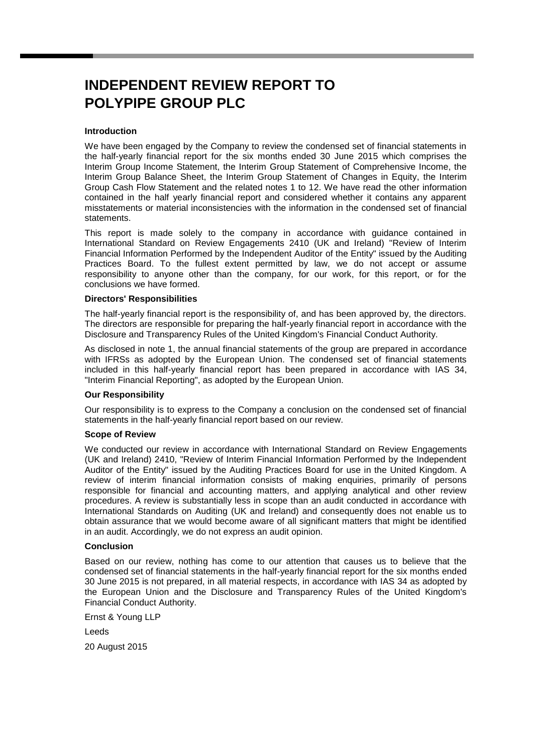# INDEPENDENT REVIEW REPORT TO POLYPIPE GROUP PLC

**Introduction**

We have been engaged by the Company to review the condensed set of financial statements in the half-yearly financial report for the six months ended 30 June 2015 which comprises the Interim Group Income Statement, the Interim Group Statement of Comprehensive Income, the Interim Group Balance Sheet, the Interim Group Statement of Changes in Equity, the Interim Group Cash Flow Statement and the related notes 1 to 12. We have read the other information contained in the half yearly financial report and considered whether it contains any apparent misstatements or material inconsistencies with the information in the condensed set of financial statements.

This report is made solely to the company in accordance with guidance contained in International Standard on Review Engagements 2410 (UK and Ireland) "Review of Interim Financial Information Performed by the Independent Auditor of the Entity" issued by the Auditing Practices Board. To the fullest extent permitted by law, we do not accept or assume responsibility to anyone other than the company, for our work, for this report, or for the conclusions we have formed.

**Directors' Responsibilities**

The half-yearly financial report is the responsibility of, and has been approved by, the directors. The directors are responsible for preparing the half-yearly financial report in accordance with the Disclosure and Transparency Rules of the United Kingdom's Financial Conduct Authority.

As disclosed in note 1, the annual financial statements of the group are prepared in accordance with IFRSs as adopted by the European Union. The condensed set of financial statements included in this half-yearly financial report has been prepared in accordance with IAS 34, "Interim Financial Reporting", as adopted by the European Union.

**Our Responsibility**

Our responsibility is to express to the Company a conclusion on the condensed set of financial statements in the half-yearly financial report based on our review.

**Scope of Review**

We conducted our review in accordance with International Standard on Review Engagements (UK and Ireland) 2410, "Review of Interim Financial Information Performed by the Independent Auditor of the Entity" issued by the Auditing Practices Board for use in the United Kingdom. A review of interim financial information consists of making enquiries, primarily of persons responsible for financial and accounting matters, and applying analytical and other review procedures. A review is substantially less in scope than an audit conducted in accordance with International Standards on Auditing (UK and Ireland) and consequently does not enable us to obtain assurance that we would become aware of all significant matters that might be identified in an audit. Accordingly, we do not express an audit opinion.

**Conclusion**

Based on our review, nothing has come to our attention that causes us to believe that the condensed set of financial statements in the half-yearly financial report for the six months ended 30 June 2015 is not prepared, in all material respects, in accordance with IAS 34 as adopted by the European Union and the Disclosure and Transparency Rules of the United Kingdom's Financial Conduct Authority.

Ernst & Young LLP

Leeds

20 August 2015